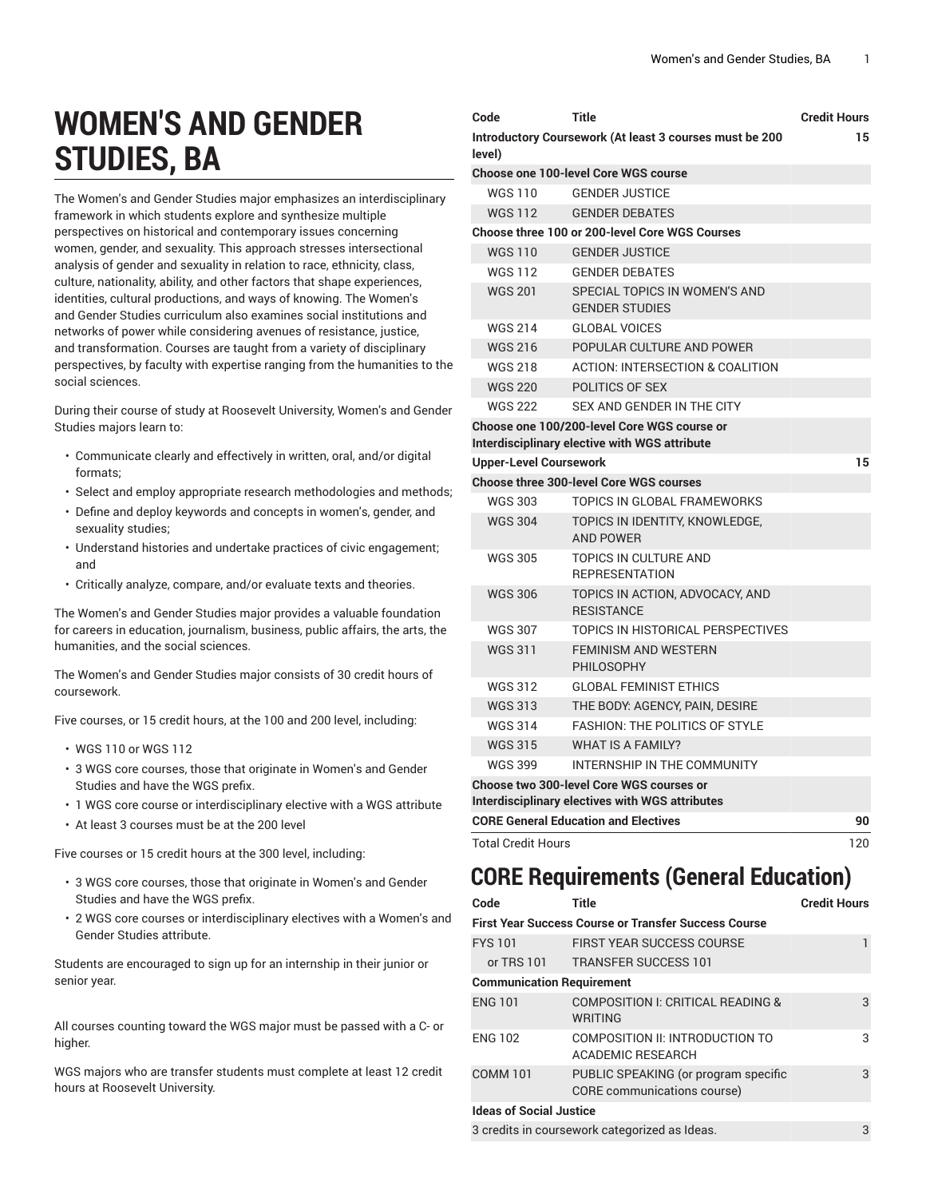# WOMEN'S AND GENDER STUDIES, BA

The Women's and Gender Studies major emphasizes an interdisciplinary framework in which students explore and synthesize multiple perspectives on historical and contemporary issues concerning women, gender, and sexuality. This approach stresses intersectional analysis of gender and sexuality in relation to race, ethnicity, class, culture, nationality, ability, and other factors that shape experiences, identities, cultural productions, and ways of knowing. The Women's and Gender Studies curriculum also examines social institutions and networks of power while considering avenues of resistance, justice, and transformation. Courses are taught from a variety of disciplinary perspectives, by faculty with expertise ranging from the humanities to the social sciences.

During their course of study at Roosevelt University, Women's and Gender Studies majors learn to:

- Communicate clearly and effectively in written, oral, and/or digital formats;
- Select and employ appropriate research methodologies and methods;
- Define and deploy keywords and concepts in women's, gender, and sexuality studies;
- Understand histories and undertake practices of civic engagement; and
- Critically analyze, compare, and/or evaluate texts and theories.

The Women's and Gender Studies major provides a valuable foundation for careers in education, journalism, business, public affairs, the arts, the humanities, and the social sciences.

The Women's and Gender Studies major consists of 30 credit hours of coursework.

Five courses, or 15 credit hours, at the 100 and 200 level, including:

- WGS 110 or WGS 112
- 3 WGS core courses, those that originate in Women's and Gender Studies and have the WGS prefix.
- 1 WGS core course or interdisciplinary elective with a WGS attribute
- At least 3 courses must be at the 200 level

Five courses or 15 credit hours at the 300 level, including:

- 3 WGS core courses, those that originate in Women's and Gender Studies and have the WGS prefix.
- 2 WGS core courses or interdisciplinary electives with a Women's and Gender Studies attribute.

Students are encouraged to sign up for an internship in their junior or senior year.

All courses counting toward the WGS major must be passed with a C- or higher.

WGS majors who are transfer students must complete at least 12 credit hours at Roosevelt University.

| Code | Title | Credit Hours |
|---|---|---|
| **Introductory Coursework (At least 3 courses must be 200 level)** | | **15** |
| **Choose one 100-level Core WGS course** | | |
| WGS 110 | GENDER JUSTICE | |
| WGS 112 | GENDER DEBATES | |
| **Choose three 100 or 200-level Core WGS Courses** | | |
| WGS 110 | GENDER JUSTICE | |
| WGS 112 | GENDER DEBATES | |
| WGS 201 | SPECIAL TOPICS IN WOMEN'S AND GENDER STUDIES | |
| WGS 214 | GLOBAL VOICES | |
| WGS 216 | POPULAR CULTURE AND POWER | |
| WGS 218 | ACTION: INTERSECTION & COALITION | |
| WGS 220 | POLITICS OF SEX | |
| WGS 222 | SEX AND GENDER IN THE CITY | |
| **Choose one 100/200-level Core WGS course or Interdisciplinary elective with WGS attribute** | | |
| **Upper-Level Coursework** | | **15** |
| **Choose three 300-level Core WGS courses** | | |
| WGS 303 | TOPICS IN GLOBAL FRAMEWORKS | |
| WGS 304 | TOPICS IN IDENTITY, KNOWLEDGE, AND POWER | |
| WGS 305 | TOPICS IN CULTURE AND REPRESENTATION | |
| WGS 306 | TOPICS IN ACTION, ADVOCACY, AND RESISTANCE | |
| WGS 307 | TOPICS IN HISTORICAL PERSPECTIVES | |
| WGS 311 | FEMINISM AND WESTERN PHILOSOPHY | |
| WGS 312 | GLOBAL FEMINIST ETHICS | |
| WGS 313 | THE BODY: AGENCY, PAIN, DESIRE | |
| WGS 314 | FASHION: THE POLITICS OF STYLE | |
| WGS 315 | WHAT IS A FAMILY? | |
| WGS 399 | INTERNSHIP IN THE COMMUNITY | |
| **Choose two 300-level Core WGS courses or Interdisciplinary electives with WGS attributes** | | |
| **CORE General Education and Electives** | | **90** |
| Total Credit Hours | | 120 |

## CORE Requirements (General Education)

| Code | Title | Credit Hours |
|---|---|---|
| **First Year Success Course or Transfer Success Course** | | |
| FYS 101 | FIRST YEAR SUCCESS COURSE | 1 |
| or TRS 101 | TRANSFER SUCCESS 101 | |
| **Communication Requirement** | | |
| ENG 101 | COMPOSITION I: CRITICAL READING & WRITING | 3 |
| ENG 102 | COMPOSITION II: INTRODUCTION TO ACADEMIC RESEARCH | 3 |
| COMM 101 | PUBLIC SPEAKING (or program specific CORE communications course) | 3 |
| **Ideas of Social Justice** | | |
| 3 credits in coursework categorized as Ideas. | | 3 |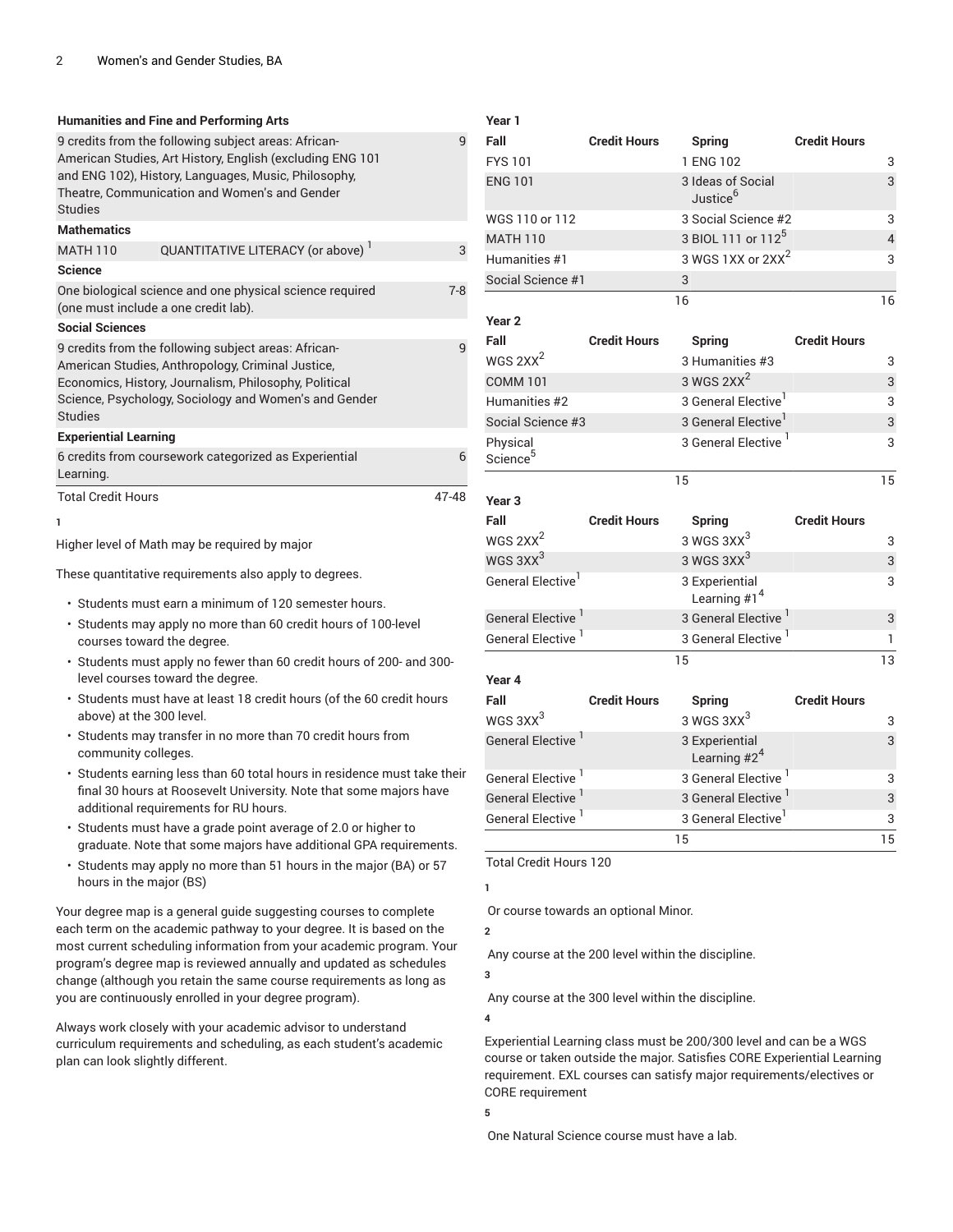| | | |
|---|---|---|
| **Humanities and Fine and Performing Arts** | | |
| 9 credits from the following subject areas: African-American Studies, Art History, English (excluding ENG 101 and ENG 102), History, Languages, Music, Philosophy, Theatre, Communication and Women's and Gender Studies | | 9 |
| **Mathematics** | | |
| MATH 110 | QUANTITATIVE LITERACY (or above) [1] | 3 |
| **Science** | | |
| One biological science and one physical science required (one must include a one credit lab). | | 7-8 |
| **Social Sciences** | | |
| 9 credits from the following subject areas: African-American Studies, Anthropology, Criminal Justice, Economics, History, Journalism, Philosophy, Political Science, Psychology, Sociology and Women's and Gender Studies | | 9 |
| **Experiential Learning** | | |
| 6 credits from coursework categorized as Experiential Learning. | | 6 |
| Total Credit Hours | | 47-48 |

1

Higher level of Math may be required by major

These quantitative requirements also apply to degrees.

- Students must earn a minimum of 120 semester hours.
- Students may apply no more than 60 credit hours of 100-level courses toward the degree.
- Students must apply no fewer than 60 credit hours of 200- and 300-level courses toward the degree.
- Students must have at least 18 credit hours (of the 60 credit hours above) at the 300 level.
- Students may transfer in no more than 70 credit hours from community colleges.
- Students earning less than 60 total hours in residence must take their final 30 hours at Roosevelt University. Note that some majors have additional requirements for RU hours.
- Students must have a grade point average of 2.0 or higher to graduate. Note that some majors have additional GPA requirements.
- Students may apply no more than 51 hours in the major (BA) or 57 hours in the major (BS)

Your degree map is a general guide suggesting courses to complete each term on the academic pathway to your degree. It is based on the most current scheduling information from your academic program. Your program's degree map is reviewed annually and updated as schedules change (although you retain the same course requirements as long as you are continuously enrolled in your degree program).

Always work closely with your academic advisor to understand curriculum requirements and scheduling, as each student's academic plan can look slightly different.

| Year 1 | | | |
|---|---|---|---|
| **Fall** | **Credit Hours** | **Spring** | **Credit Hours** |
| FYS 101 | 1 | ENG 102 | 3 |
| ENG 101 | 3 | Ideas of Social Justice[6] | 3 |
| WGS 110 or 112 | 3 | Social Science #2 | 3 |
| MATH 110 | 3 | BIOL 111 or 112[5] | 4 |
| Humanities #1 | 3 | WGS 1XX or 2XX[2] | 3 |
| Social Science #1 | 3 | | |
| | 16 | | 16 |
| **Year 2** | | | |
| **Fall** | **Credit Hours** | **Spring** | **Credit Hours** |
| WGS 2XX[2] | 3 | Humanities #3 | 3 |
| COMM 101 | 3 | WGS 2XX[2] | 3 |
| Humanities #2 | 3 | General Elective[1] | 3 |
| Social Science #3 | 3 | General Elective[1] | 3 |
| Physical Science[5] | 3 | General Elective[1] | 3 |
| | 15 | | 15 |
| **Year 3** | | | |
| **Fall** | **Credit Hours** | **Spring** | **Credit Hours** |
| WGS 2XX[2] | 3 | WGS 3XX[3] | 3 |
| WGS 3XX[3] | 3 | WGS 3XX[3] | 3 |
| General Elective[1] | 3 | Experiential Learning #1[4] | 3 |
| General Elective[1] | 3 | General Elective[1] | 3 |
| General Elective[1] | 3 | General Elective[1] | 1 |
| | 15 | | 13 |
| **Year 4** | | | |
| **Fall** | **Credit Hours** | **Spring** | **Credit Hours** |
| WGS 3XX[3] | 3 | WGS 3XX[3] | 3 |
| General Elective[1] | 3 | Experiential Learning #2[4] | 3 |
| General Elective[1] | 3 | General Elective[1] | 3 |
| General Elective[1] | 3 | General Elective[1] | 3 |
| General Elective[1] | 3 | General Elective[1] | 3 |
| | 15 | | 15 |

Total Credit Hours 120

1

Or course towards an optional Minor.

2

Any course at the 200 level within the discipline.

3

Any course at the 300 level within the discipline.

4

Experiential Learning class must be 200/300 level and can be a WGS course or taken outside the major. Satisfies CORE Experiential Learning requirement. EXL courses can satisfy major requirements/electives or CORE requirement

5

One Natural Science course must have a lab.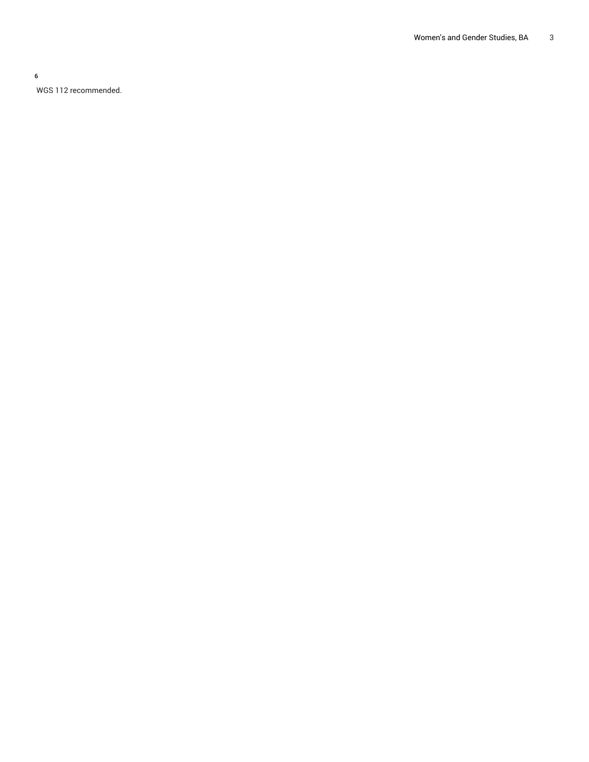6

WGS 112 recommended.